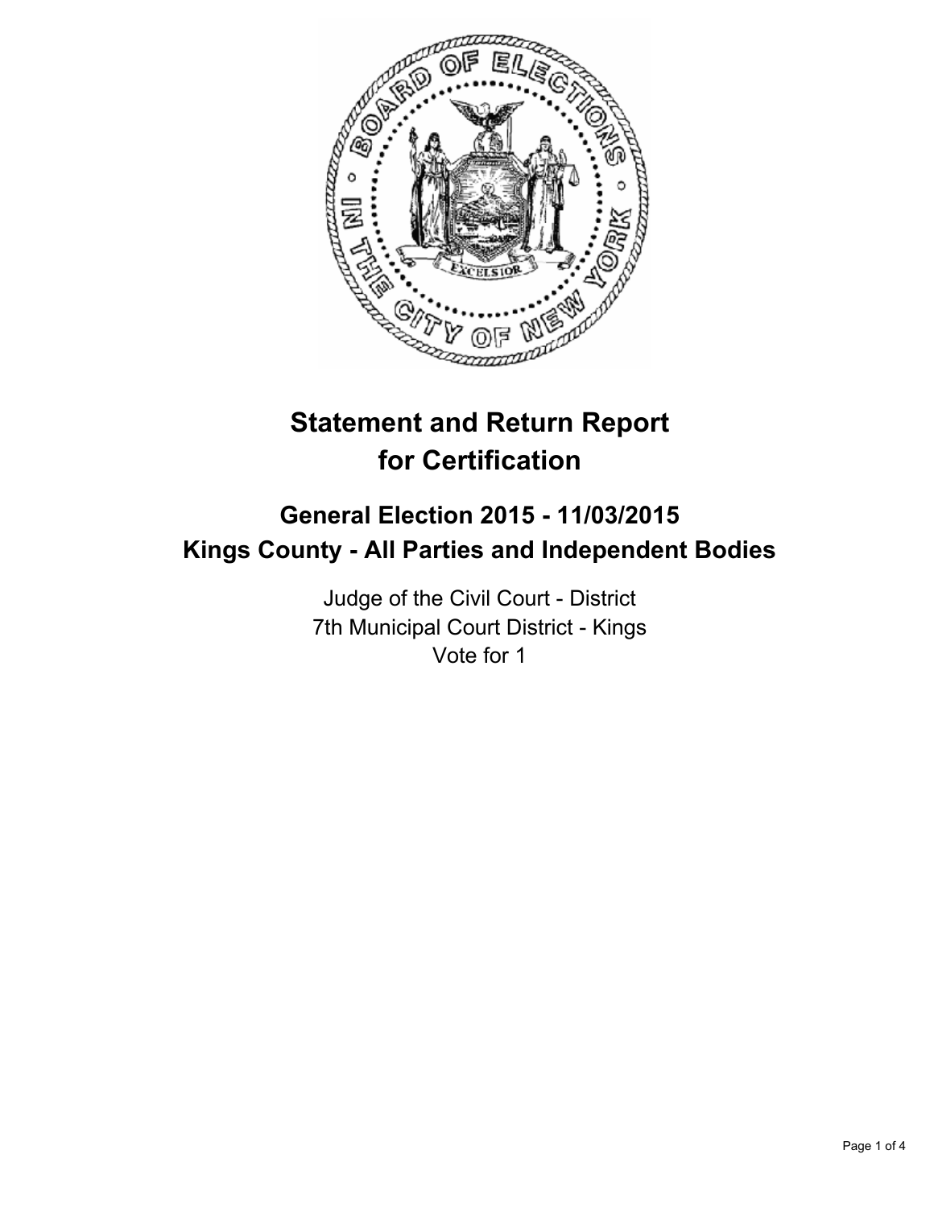# Statement and Return Report for Certification

## General Election 2015 - 11/03/2015
## Kings County - All Parties and Independent Bodies

Judge of the Civil Court - District
7th Municipal Court District - Kings
Vote for 1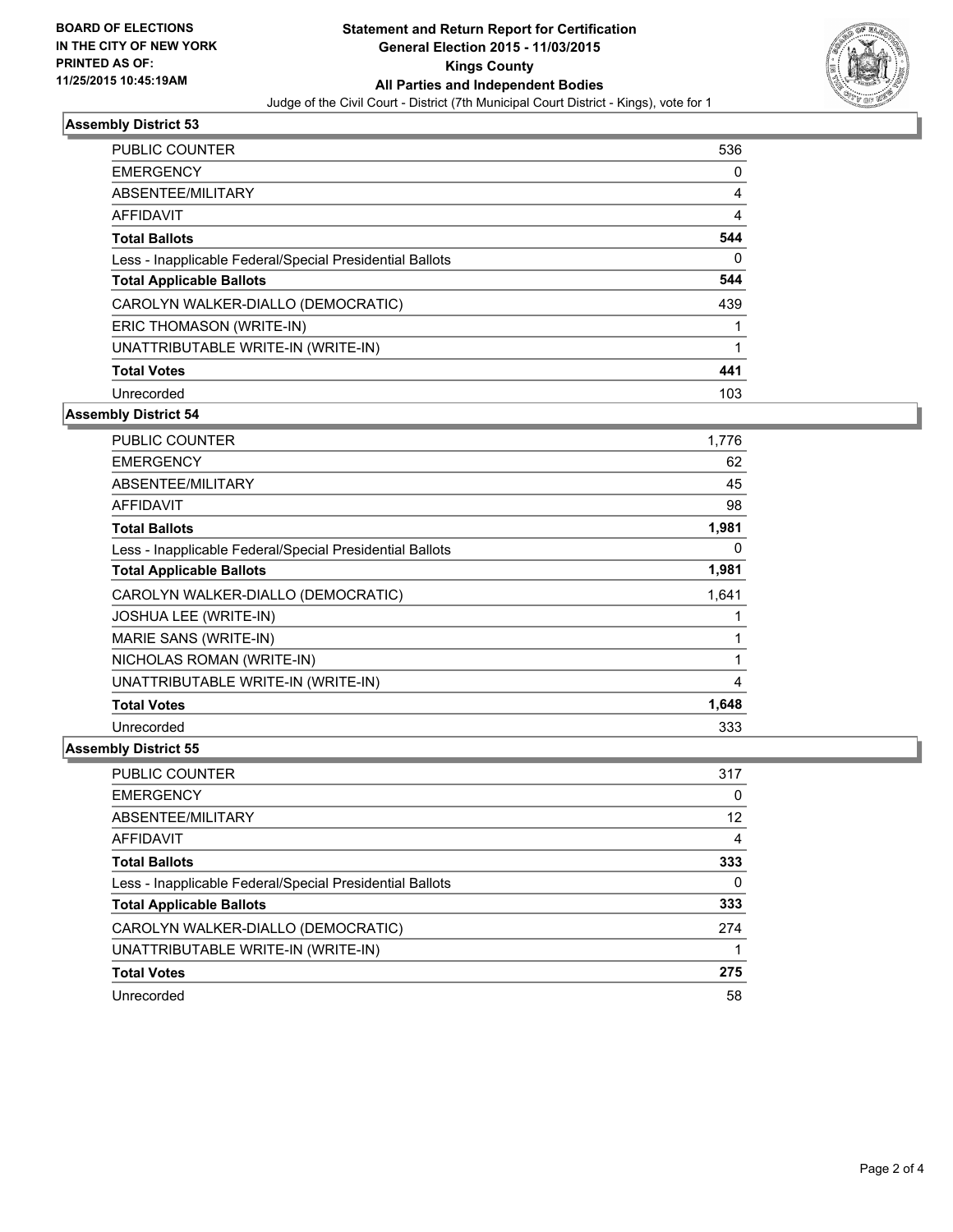**BOARD OF ELECTIONS IN THE CITY OF NEW YORK PRINTED AS OF: 11/25/2015 10:45:19AM**

# Statement and Return Report for Certification General Election 2015 - 11/03/2015 Kings County All Parties and Independent Bodies

Judge of the Civil Court - District (7th Municipal Court District - Kings), vote for 1

## Assembly District 53

| | |
|---|---|
| PUBLIC COUNTER | 536 |
| EMERGENCY | 0 |
| ABSENTEE/MILITARY | 4 |
| AFFIDAVIT | 4 |
| **Total Ballots** | **544** |
| Less - Inapplicable Federal/Special Presidential Ballots | 0 |
| **Total Applicable Ballots** | **544** |
| CAROLYN WALKER-DIALLO (DEMOCRATIC) | 439 |
| ERIC THOMASON (WRITE-IN) | 1 |
| UNATTRIBUTABLE WRITE-IN (WRITE-IN) | 1 |
| **Total Votes** | **441** |
| Unrecorded | 103 |

## Assembly District 54

| | |
|---|---|
| PUBLIC COUNTER | 1,776 |
| EMERGENCY | 62 |
| ABSENTEE/MILITARY | 45 |
| AFFIDAVIT | 98 |
| **Total Ballots** | **1,981** |
| Less - Inapplicable Federal/Special Presidential Ballots | 0 |
| **Total Applicable Ballots** | **1,981** |
| CAROLYN WALKER-DIALLO (DEMOCRATIC) | 1,641 |
| JOSHUA LEE (WRITE-IN) | 1 |
| MARIE SANS (WRITE-IN) | 1 |
| NICHOLAS ROMAN (WRITE-IN) | 1 |
| UNATTRIBUTABLE WRITE-IN (WRITE-IN) | 4 |
| **Total Votes** | **1,648** |
| Unrecorded | 333 |

## Assembly District 55

| | |
|---|---|
| PUBLIC COUNTER | 317 |
| EMERGENCY | 0 |
| ABSENTEE/MILITARY | 12 |
| AFFIDAVIT | 4 |
| **Total Ballots** | **333** |
| Less - Inapplicable Federal/Special Presidential Ballots | 0 |
| **Total Applicable Ballots** | **333** |
| CAROLYN WALKER-DIALLO (DEMOCRATIC) | 274 |
| UNATTRIBUTABLE WRITE-IN (WRITE-IN) | 1 |
| **Total Votes** | **275** |
| Unrecorded | 58 |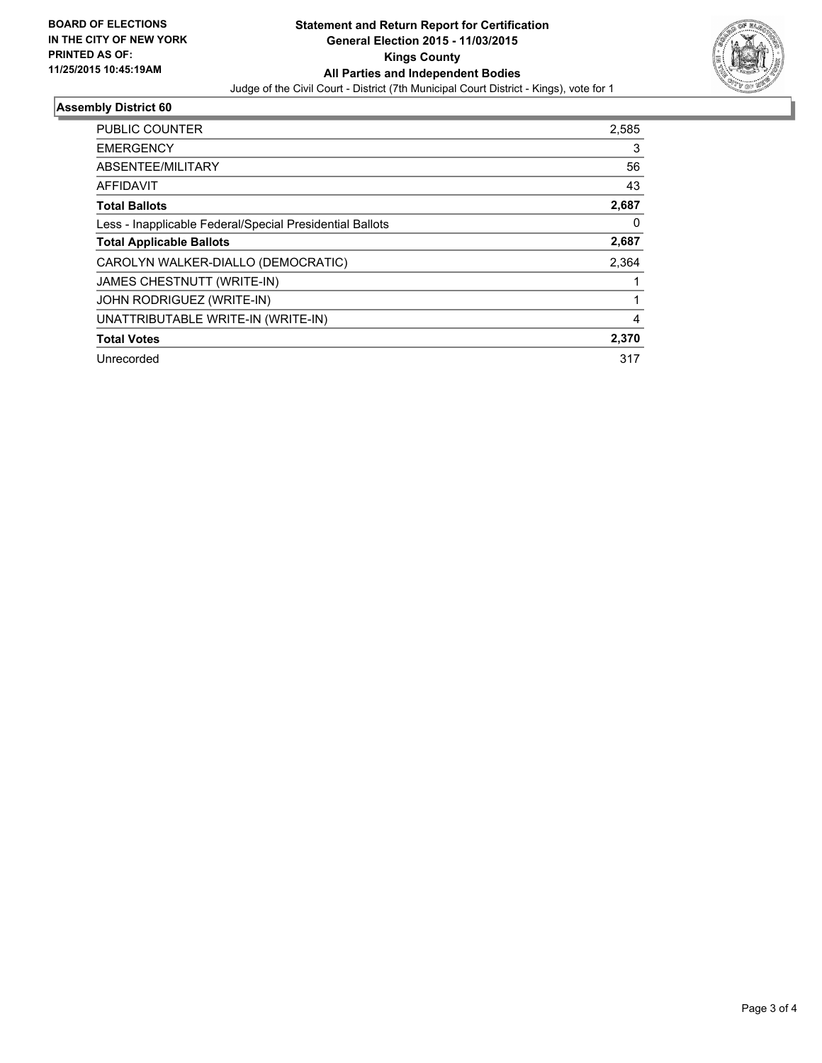**BOARD OF ELECTIONS IN THE CITY OF NEW YORK PRINTED AS OF: 11/25/2015 10:45:19AM**

**Statement and Return Report for Certification**
**General Election 2015 - 11/03/2015**
**Kings County**
**All Parties and Independent Bodies**

Judge of the Civil Court - District (7th Municipal Court District - Kings), vote for 1

## Assembly District 60

| | |
|---|---|
| PUBLIC COUNTER | 2,585 |
| EMERGENCY | 3 |
| ABSENTEE/MILITARY | 56 |
| AFFIDAVIT | 43 |
| **Total Ballots** | **2,687** |
| Less - Inapplicable Federal/Special Presidential Ballots | 0 |
| **Total Applicable Ballots** | **2,687** |
| CAROLYN WALKER-DIALLO (DEMOCRATIC) | 2,364 |
| JAMES CHESTNUTT (WRITE-IN) | 1 |
| JOHN RODRIGUEZ (WRITE-IN) | 1 |
| UNATTRIBUTABLE WRITE-IN (WRITE-IN) | 4 |
| **Total Votes** | **2,370** |
| Unrecorded | 317 |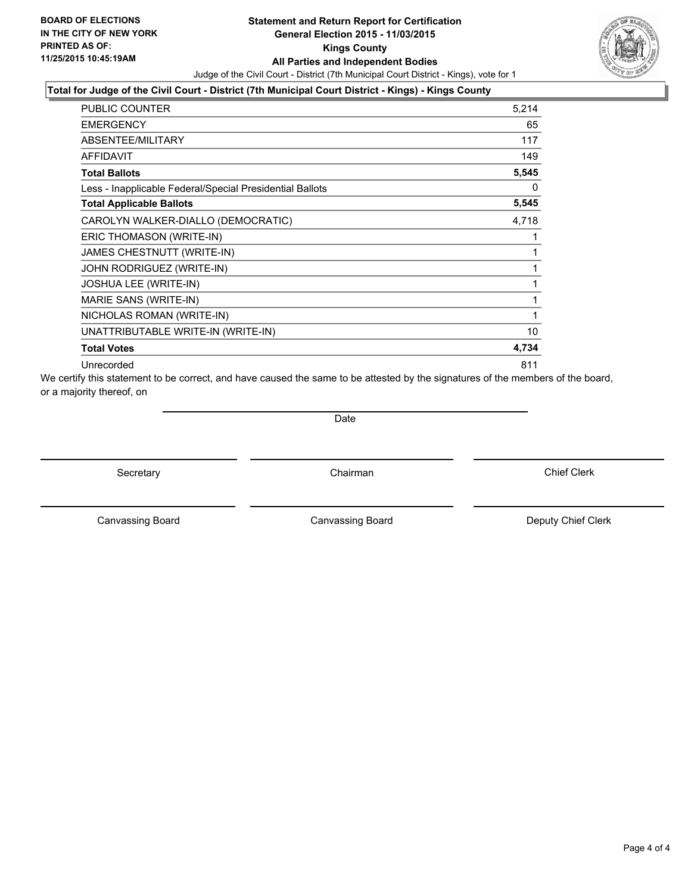**BOARD OF ELECTIONS IN THE CITY OF NEW YORK PRINTED AS OF: 11/25/2015 10:45:19AM**

**Statement and Return Report for Certification**
**General Election 2015 - 11/03/2015**
**Kings County**
**All Parties and Independent Bodies**

Judge of the Civil Court - District (7th Municipal Court District - Kings), vote for 1

**Total for Judge of the Civil Court - District (7th Municipal Court District - Kings) - Kings County**

| | |
|---|---|
| PUBLIC COUNTER | 5,214 |
| EMERGENCY | 65 |
| ABSENTEE/MILITARY | 117 |
| AFFIDAVIT | 149 |
| **Total Ballots** | **5,545** |
| Less - Inapplicable Federal/Special Presidential Ballots | 0 |
| **Total Applicable Ballots** | **5,545** |
| CAROLYN WALKER-DIALLO (DEMOCRATIC) | 4,718 |
| ERIC THOMASON (WRITE-IN) | 1 |
| JAMES CHESTNUTT (WRITE-IN) | 1 |
| JOHN RODRIGUEZ (WRITE-IN) | 1 |
| JOSHUA LEE (WRITE-IN) | 1 |
| MARIE SANS (WRITE-IN) | 1 |
| NICHOLAS ROMAN (WRITE-IN) | 1 |
| UNATTRIBUTABLE WRITE-IN (WRITE-IN) | 10 |
| **Total Votes** | **4,734** |
| Unrecorded | 811 |

We certify this statement to be correct, and have caused the same to be attested by the signatures of the members of the board, or a majority thereof, on

Date

Secretary

Chairman

Chief Clerk

Canvassing Board

Canvassing Board

Deputy Chief Clerk